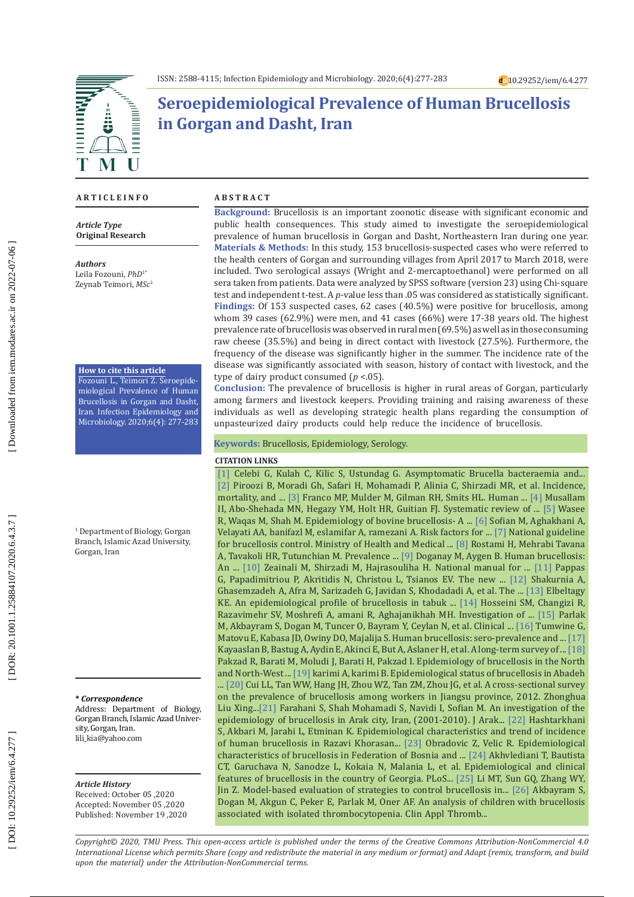# Seroepidemiological Prevalence of Human Brucellosis in Gorgan and Dasht, Iran

## ARTICLE INFO

***Article Type***
**Original Research**

***Authors***
Leila Fozouni, *PhD*[1*]
Zeynab Teimori, *MSc*[1]

**How to cite this article**
Fozouni L., Teimori Z. Seroepidemiological Prevalence of Human Brucellosis in Gorgan and Dasht, Iran. Infection Epidemiology and Microbiology. 2020;6(4): 277-283

[1] Department of Biology, Gorgan Branch, Islamic Azad University, Gorgan, Iran

***\* Correspondence***
Address: Department of Biology, Gorgan Branch, Islamic Azad University, Gorgan, Iran.
lili_kia@yahoo.com

***Article History***
Received: October 05 ,2020
Accepted: November 05 ,2020
Published: November 19 ,2020

## ABSTRACT

**Background:** Brucellosis is an important zoonotic disease with significant economic and public health consequences. This study aimed to investigate the seroepidemiological prevalence of human brucellosis in Gorgan and Dasht, Northeastern Iran during one year.

**Materials & Methods:** In this study, 153 brucellosis-suspected cases who were referred to the health centers of Gorgan and surrounding villages from April 2017 to March 2018, were included. Two serological assays (Wright and 2-mercaptoethanol) were performed on all sera taken from patients. Data were analyzed by SPSS software (version 23) using Chi-square test and independent t-test. A *p*-value less than .05 was considered as statistically significant.

**Findings:** Of 153 suspected cases, 62 cases (40.5%) were positive for brucellosis, among whom 39 cases (62.9%) were men, and 41 cases (66%) were 17-38 years old. The highest prevalence rate of brucellosis was observed in rural men (69.5%) as well as in those consuming raw cheese (35.5%) and being in direct contact with livestock (27.5%). Furthermore, the frequency of the disease was significantly higher in the summer. The incidence rate of the disease was significantly associated with season, history of contact with livestock, and the type of dairy product consumed ($p<.05$).

**Conclusion:** The prevalence of brucellosis is higher in rural areas of Gorgan, particularly among farmers and livestock keepers. Providing training and raising awareness of these individuals as well as developing strategic health plans regarding the consumption of unpasteurized dairy products could help reduce the incidence of brucellosis.

**Keywords:** Brucellosis, Epidemiology, Serology.

**CITATION LINKS**

[1] Celebi G, Kulah C, Kilic S, Ustundag G. Asymptomatic Brucella bacteraemia and... [2] Piroozi B, Moradi Gh, Safari H, Mohamadi P, Alinia C, Shirzadi MR, et al. Incidence, mortality, and ... [3] Franco MP, Mulder M, Gilman RH, Smits HL. Human ... [4] Musallam II, Abo-Shehada MN, Hegazy YM, Holt HR, Guitian FJ. Systematic review of ... [5] Wasee R, Waqas M, Shah M. Epidemiology of bovine brucellosis- A ... [6] Sofian M, Aghakhani A, Velayati AA, banifazl M, eslamifar A, ramezani A. Risk factors for ... [7] National guideline for brucellosis control. Ministry of Health and Medical ... [8] Rostami H, Mehrabi Tavana A, Tavakoli HR, Tutunchian M. Prevalence ... [9] Doganay M, Aygen B. Human brucellosis: An ... [10] Zeainali M, Shirzadi M, Hajrasouliha H. National manual for ... [11] Pappas G, Papadimitriou P, Akritidis N, Christou L, Tsianos EV. The new ... [12] Shakurnia A, Ghasemzadeh A, Afra M, Sarizadeh G, Javidan S, Khodadadi A, et al. The ... [13] Elbeltagy KE. An epidemiological profile of brucellosis in tabuk ... [14] Hosseini SM, Changizi R, Razavimehr SV, Moshrefi A, amani R, Aghajanikhah MH. Investigation of ... [15] Parlak M, Akbayram S, Dogan M, Tuncer O, Bayram Y, Ceylan N, et al. Clinical ... [16] Tumwine G, Matovu E, Kabasa JD, Owiny DO, Majalija S. Human brucellosis: sero-prevalence and ... [17] Kayaaslan B, Bastug A, Aydin E, Akinci E, But A, Aslaner H, et al. A long-term survey of ... [18] Pakzad R, Barati M, Moludi J, Barati H, Pakzad I. Epidemiology of brucellosis in the North and North-West ... [19] karimi A, karimi B. Epidemiological status of brucellosis in Abadeh ... [20] Cui LL, Tan WW, Hang JH, Zhou WZ, Tan ZM, Zhou JG, et al. A cross-sectional survey on the prevalence of brucellosis among workers in Jiangsu province, 2012. Zhonghua Liu Xing...[21] Farahani S, Shah Mohamadi S, Navidi I, Sofian M. An investigation of the epidemiology of brucellosis in Arak city, Iran, (2001-2010). J Arak... [22] Hashtarkhani S, Akbari M, Jarahi L, Etminan K. Epidemiological characteristics and trend of incidence of human brucellosis in Razavi Khorasan... [23] Obradovic Z, Velic R. Epidemiological characteristics of brucellosis in Federation of Bosnia and ... [24] Akhvlediani T, Bautista CT, Garuchava N, Sanodze L, Kokaia N, Malania L, et al. Epidemiological and clinical features of brucellosis in the country of Georgia. PLoS... [25] Li MT, Sun GQ, Zhang WY, Jin Z. Model-based evaluation of strategies to control brucellosis in... [26] Akbayram S, Dogan M, Akgun C, Peker E, Parlak M, Oner AF. An analysis of children with brucellosis associated with isolated thrombocytopenia. Clin Appl Thromb...

*Copyright© 2020, TMU Press. This open-access article is published under the terms of the Creative Commons Attribution-NonCommercial 4.0 International License which permits Share (copy and redistribute the material in any medium or format) and Adapt (remix, transform, and build upon the material) under the Attribution-NonCommercial terms.*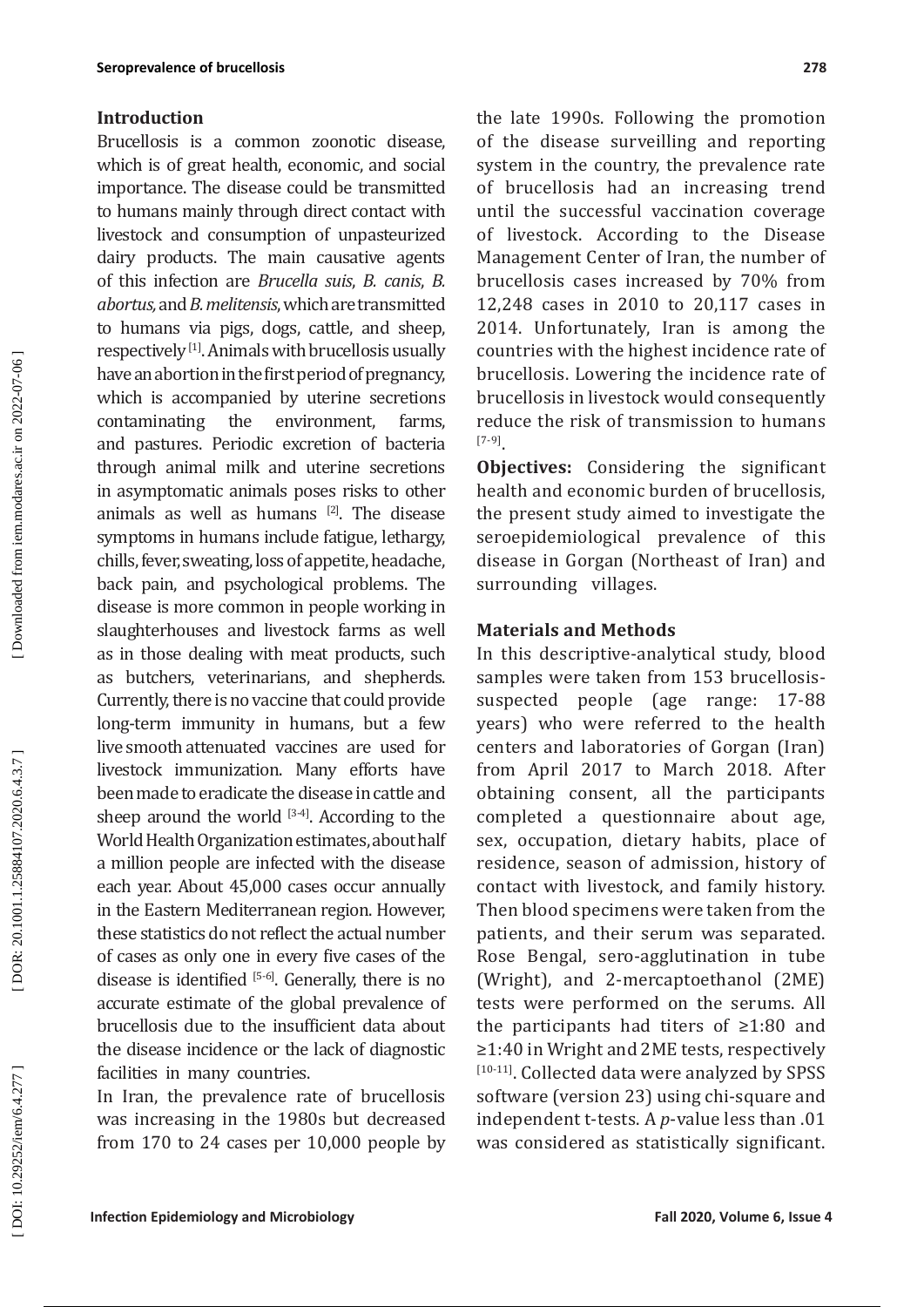## Introduction

Brucellosis is a common zoonotic disease, which is of great health, economic, and social importance. The disease could be transmitted to humans mainly through direct contact with livestock and consumption of unpasteurized dairy products. The main causative agents of this infection are *Brucella suis*, *B. canis*, *B. abortus,* and *B. melitensis*, which are transmitted to humans via pigs, dogs, cattle, and sheep, respectively [1]. Animals with brucellosis usually have an abortion in the first period of pregnancy, which is accompanied by uterine secretions contaminating the environment, farms, and pastures. Periodic excretion of bacteria through animal milk and uterine secretions in asymptomatic animals poses risks to other animals as well as humans [2]. The disease symptoms in humans include fatigue, lethargy, chills, fever, sweating, loss of appetite, headache, back pain, and psychological problems. The disease is more common in people working in slaughterhouses and livestock farms as well as in those dealing with meat products, such as butchers, veterinarians, and shepherds. Currently, there is no vaccine that could provide long-term immunity in humans, but a few live smooth attenuated vaccines are used for livestock immunization. Many efforts have been made to eradicate the disease in cattle and sheep around the world [3-4]. According to the World Health Organization estimates, about half a million people are infected with the disease each year. About 45,000 cases occur annually in the Eastern Mediterranean region. However, these statistics do not reflect the actual number of cases as only one in every five cases of the disease is identified [5-6]. Generally, there is no accurate estimate of the global prevalence of brucellosis due to the insufficient data about the disease incidence or the lack of diagnostic facilities in many countries.

In Iran, the prevalence rate of brucellosis was increasing in the 1980s but decreased from 170 to 24 cases per 10,000 people by the late 1990s. Following the promotion of the disease surveilling and reporting system in the country, the prevalence rate of brucellosis had an increasing trend until the successful vaccination coverage of livestock. According to the Disease Management Center of Iran, the number of brucellosis cases increased by 70% from 12,248 cases in 2010 to 20,117 cases in 2014. Unfortunately, Iran is among the countries with the highest incidence rate of brucellosis. Lowering the incidence rate of brucellosis in livestock would consequently reduce the risk of transmission to humans [7-9].

**Objectives:** Considering the significant health and economic burden of brucellosis, the present study aimed to investigate the seroepidemiological prevalence of this disease in Gorgan (Northeast of Iran) and surrounding villages.

## Materials and Methods

In this descriptive-analytical study, blood samples were taken from 153 brucellosis-suspected people (age range: 17-88 years) who were referred to the health centers and laboratories of Gorgan (Iran) from April 2017 to March 2018. After obtaining consent, all the participants completed a questionnaire about age, sex, occupation, dietary habits, place of residence, season of admission, history of contact with livestock, and family history. Then blood specimens were taken from the patients, and their serum was separated. Rose Bengal, sero-agglutination in tube (Wright), and 2-mercaptoethanol (2ME) tests were performed on the serums. All the participants had titers of ≥1:80 and ≥1:40 in Wright and 2ME tests, respectively [10-11]. Collected data were analyzed by SPSS software (version 23) using chi-square and independent t-tests. A *p*-value less than .01 was considered as statistically significant.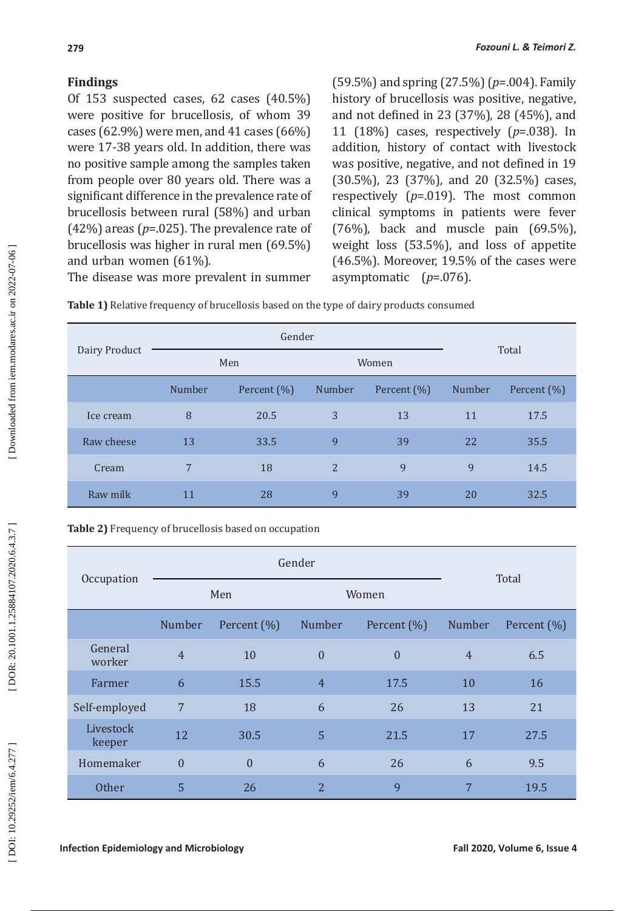## Findings

Of 153 suspected cases, 62 cases (40.5%) were positive for brucellosis, of whom 39 cases (62.9%) were men, and 41 cases (66%) were 17-38 years old. In addition, there was no positive sample among the samples taken from people over 80 years old. There was a significant difference in the prevalence rate of brucellosis between rural (58%) and urban (42%) areas ($p$=.025). The prevalence rate of brucellosis was higher in rural men (69.5%) and urban women (61%).

The disease was more prevalent in summer (59.5%) and spring (27.5%) ($p$=.004). Family history of brucellosis was positive, negative, and not defined in 23 (37%), 28 (45%), and 11 (18%) cases, respectively ($p$=.038). In addition, history of contact with livestock was positive, negative, and not defined in 19 (30.5%), 23 (37%), and 20 (32.5%) cases, respectively ($p$=.019). The most common clinical symptoms in patients were fever (76%), back and muscle pain (69.5%), weight loss (53.5%), and loss of appetite (46.5%). Moreover, 19.5% of the cases were asymptomatic ($p$=.076).

**Table 1)** Relative frequency of brucellosis based on the type of dairy products consumed

| Dairy Product | Gender | | | | Total | |
|---|---|---|---|---|---|---|
| | Men | | Women | | | |
| | Number | Percent (%) | Number | Percent (%) | Number | Percent (%) |
| Ice cream | 8 | 20.5 | 3 | 13 | 11 | 17.5 |
| Raw cheese | 13 | 33.5 | 9 | 39 | 22 | 35.5 |
| Cream | 7 | 18 | 2 | 9 | 9 | 14.5 |
| Raw milk | 11 | 28 | 9 | 39 | 20 | 32.5 |

**Table 2)** Frequency of brucellosis based on occupation

| Occupation | Gender | | | | Total | |
|---|---|---|---|---|---|---|
| | Men | | Women | | | |
| | Number | Percent (%) | Number | Percent (%) | Number | Percent (%) |
| General worker | 4 | 10 | 0 | 0 | 4 | 6.5 |
| Farmer | 6 | 15.5 | 4 | 17.5 | 10 | 16 |
| Self-employed | 7 | 18 | 6 | 26 | 13 | 21 |
| Livestock keeper | 12 | 30.5 | 5 | 21.5 | 17 | 27.5 |
| Homemaker | 0 | 0 | 6 | 26 | 6 | 9.5 |
| Other | 5 | 26 | 2 | 9 | 7 | 19.5 |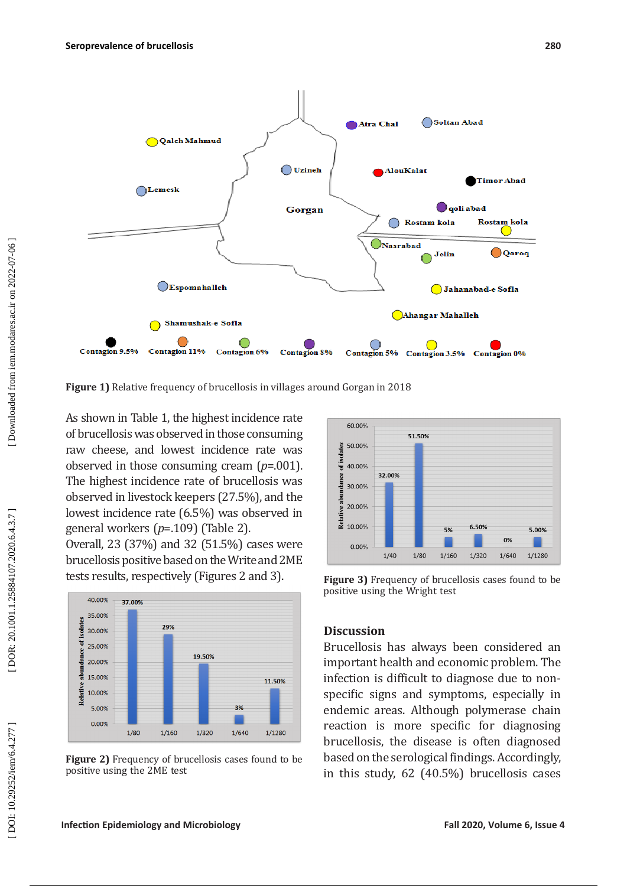Figure 1) Relative frequency of brucellosis in villages around Gorgan in 2018

As shown in Table 1, the highest incidence rate of brucellosis was observed in those consuming raw cheese, and lowest incidence rate was observed in those consuming cream ($p$=.001). The highest incidence rate of brucellosis was observed in livestock keepers (27.5%), and the lowest incidence rate (6.5%) was observed in general workers ($p$=.109) (Table 2).

Overall, 23 (37%) and 32 (51.5%) cases were brucellosis positive based on the Write and 2ME tests results, respectively (Figures 2 and 3).

Figure 2) Frequency of brucellosis cases found to be positive using the 2ME test

Figure 3) Frequency of brucellosis cases found to be positive using the Wright test

## Discussion

Brucellosis has always been considered an important health and economic problem. The infection is difficult to diagnose due to non-specific signs and symptoms, especially in endemic areas. Although polymerase chain reaction is more specific for diagnosing brucellosis, the disease is often diagnosed based on the serological findings. Accordingly, in this study, 62 (40.5%) brucellosis cases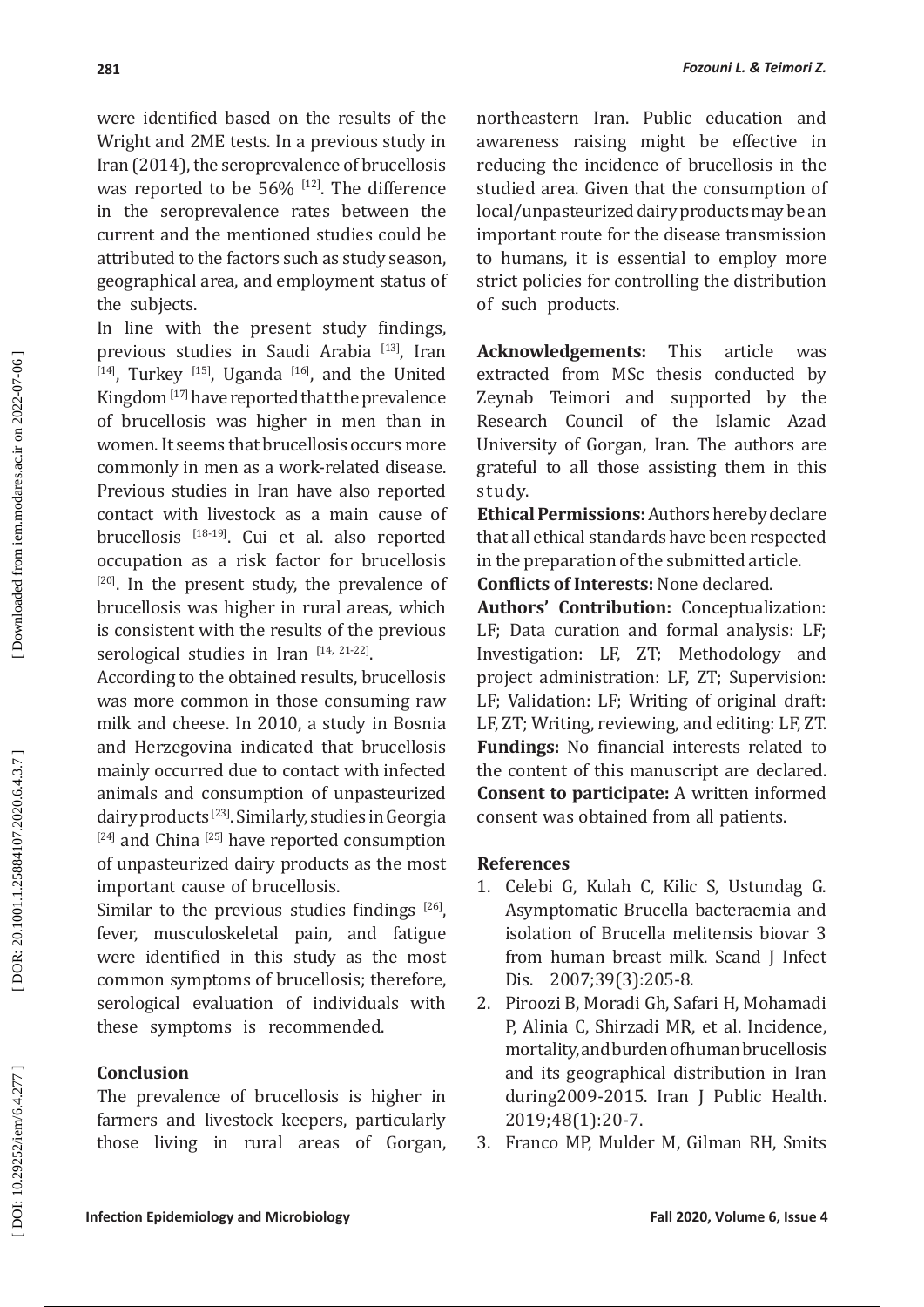were identified based on the results of the Wright and 2ME tests. In a previous study in Iran (2014), the seroprevalence of brucellosis was reported to be 56% [12]. The difference in the seroprevalence rates between the current and the mentioned studies could be attributed to the factors such as study season, geographical area, and employment status of the subjects.

In line with the present study findings, previous studies in Saudi Arabia [13], Iran [14], Turkey [15], Uganda [16], and the United Kingdom [17] have reported that the prevalence of brucellosis was higher in men than in women. It seems that brucellosis occurs more commonly in men as a work-related disease. Previous studies in Iran have also reported contact with livestock as a main cause of brucellosis [18-19]. Cui et al. also reported occupation as a risk factor for brucellosis [20]. In the present study, the prevalence of brucellosis was higher in rural areas, which is consistent with the results of the previous serological studies in Iran [14, 21-22].

According to the obtained results, brucellosis was more common in those consuming raw milk and cheese. In 2010, a study in Bosnia and Herzegovina indicated that brucellosis mainly occurred due to contact with infected animals and consumption of unpasteurized dairy products [23]. Similarly, studies in Georgia [24] and China [25] have reported consumption of unpasteurized dairy products as the most important cause of brucellosis.

Similar to the previous studies findings [26], fever, musculoskeletal pain, and fatigue were identified in this study as the most common symptoms of brucellosis; therefore, serological evaluation of individuals with these symptoms is recommended.

## Conclusion

The prevalence of brucellosis is higher in farmers and livestock keepers, particularly those living in rural areas of Gorgan, northeastern Iran. Public education and awareness raising might be effective in reducing the incidence of brucellosis in the studied area. Given that the consumption of local/unpasteurized dairy products may be an important route for the disease transmission to humans, it is essential to employ more strict policies for controlling the distribution of such products.

**Acknowledgements:** This article was extracted from MSc thesis conducted by Zeynab Teimori and supported by the Research Council of the Islamic Azad University of Gorgan, Iran. The authors are grateful to all those assisting them in this study.

**Ethical Permissions:** Authors hereby declare that all ethical standards have been respected in the preparation of the submitted article.

**Conflicts of Interests:** None declared.

**Authors' Contribution:** Conceptualization: LF; Data curation and formal analysis: LF; Investigation: LF, ZT; Methodology and project administration: LF, ZT; Supervision: LF; Validation: LF; Writing of original draft: LF, ZT; Writing, reviewing, and editing: LF, ZT.

**Fundings:** No financial interests related to the content of this manuscript are declared.

**Consent to participate:** A written informed consent was obtained from all patients.

## References

1. Celebi G, Kulah C, Kilic S, Ustundag G. Asymptomatic Brucella bacteraemia and isolation of Brucella melitensis biovar 3 from human breast milk. Scand J Infect Dis. 2007;39(3):205-8.
2. Piroozi B, Moradi Gh, Safari H, Mohamadi P, Alinia C, Shirzadi MR, et al. Incidence, mortality, and burden of human brucellosis and its geographical distribution in Iran during2009-2015. Iran J Public Health. 2019;48(1):20-7.
3. Franco MP, Mulder M, Gilman RH, Smits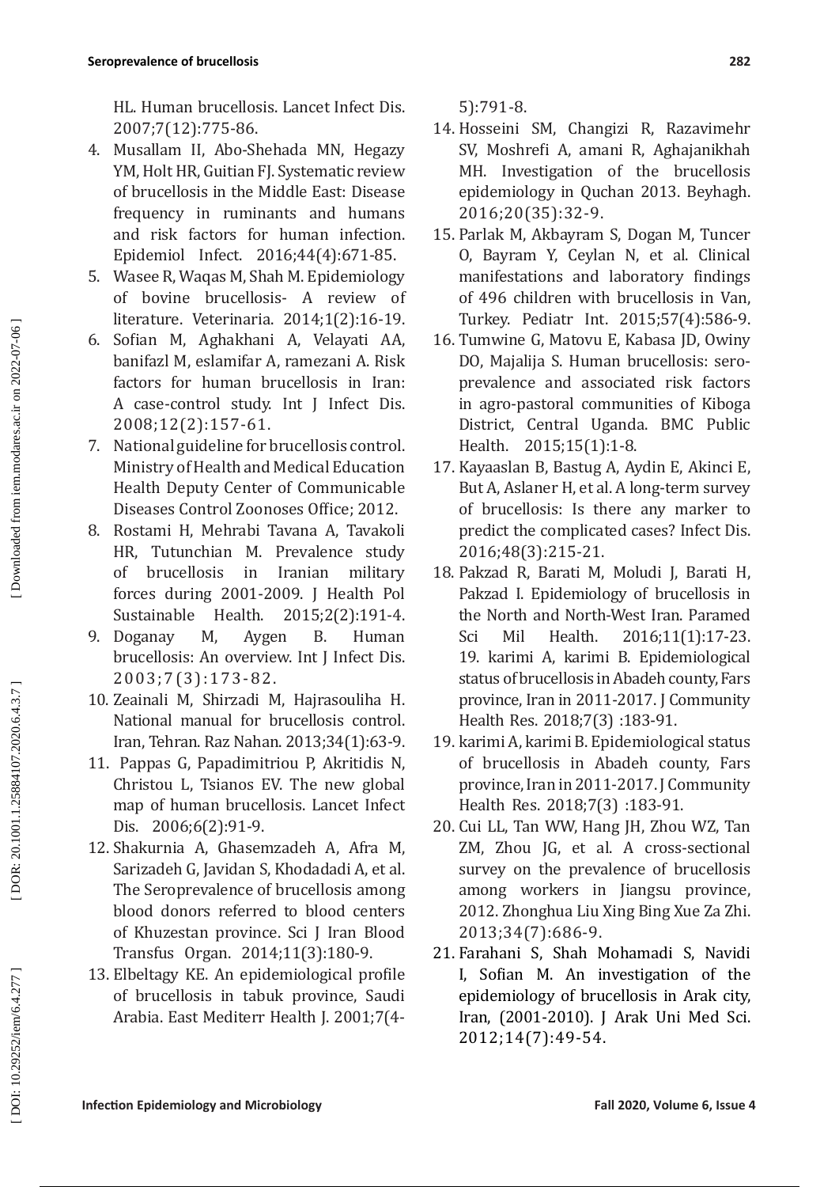HL. Human brucellosis. Lancet Infect Dis. 2007;7(12):775-86.

4. Musallam II, Abo-Shehada MN, Hegazy YM, Holt HR, Guitian FJ. Systematic review of brucellosis in the Middle East: Disease frequency in ruminants and humans and risk factors for human infection. Epidemiol Infect. 2016;44(4):671-85.
5. Wasee R, Waqas M, Shah M. Epidemiology of bovine brucellosis- A review of literature. Veterinaria. 2014;1(2):16-19.
6. Sofian M, Aghakhani A, Velayati AA, banifazl M, eslamifar A, ramezani A. Risk factors for human brucellosis in Iran: A case-control study. Int J Infect Dis. 2008;12(2):157-61.
7. National guideline for brucellosis control. Ministry of Health and Medical Education Health Deputy Center of Communicable Diseases Control Zoonoses Office; 2012.
8. Rostami H, Mehrabi Tavana A, Tavakoli HR, Tutunchian M. Prevalence study of brucellosis in Iranian military forces during 2001-2009. J Health Pol Sustainable Health. 2015;2(2):191-4.
9. Doganay M, Aygen B. Human brucellosis: An overview. Int J Infect Dis. 2003;7(3):173-82.
10. Zeainali M, Shirzadi M, Hajrasouliha H. National manual for brucellosis control. Iran, Tehran. Raz Nahan. 2013;34(1):63-9.
11. Pappas G, Papadimitriou P, Akritidis N, Christou L, Tsianos EV. The new global map of human brucellosis. Lancet Infect Dis. 2006;6(2):91-9.
12. Shakurnia A, Ghasemzadeh A, Afra M, Sarizadeh G, Javidan S, Khodadadi A, et al. The Seroprevalence of brucellosis among blood donors referred to blood centers of Khuzestan province. Sci J Iran Blood Transfus Organ. 2014;11(3):180-9.
13. Elbeltagy KE. An epidemiological profile of brucellosis in tabuk province, Saudi Arabia. East Mediterr Health J. 2001;7(4-5):791-8.
14. Hosseini SM, Changizi R, Razavimehr SV, Moshrefi A, amani R, Aghajanikhah MH. Investigation of the brucellosis epidemiology in Quchan 2013. Beyhagh. 2016;20(35):32-9.
15. Parlak M, Akbayram S, Dogan M, Tuncer O, Bayram Y, Ceylan N, et al. Clinical manifestations and laboratory findings of 496 children with brucellosis in Van, Turkey. Pediatr Int. 2015;57(4):586-9.
16. Tumwine G, Matovu E, Kabasa JD, Owiny DO, Majalija S. Human brucellosis: sero-prevalence and associated risk factors in agro-pastoral communities of Kiboga District, Central Uganda. BMC Public Health. 2015;15(1):1-8.
17. Kayaaslan B, Bastug A, Aydin E, Akinci E, But A, Aslaner H, et al. A long-term survey of brucellosis: Is there any marker to predict the complicated cases? Infect Dis. 2016;48(3):215-21.
18. Pakzad R, Barati M, Moludi J, Barati H, Pakzad I. Epidemiology of brucellosis in the North and North-West Iran. Paramed Sci Mil Health. 2016;11(1):17-23. 19. karimi A, karimi B. Epidemiological status of brucellosis in Abadeh county, Fars province, Iran in 2011-2017. J Community Health Res. 2018;7(3) :183-91.
19. karimi A, karimi B. Epidemiological status of brucellosis in Abadeh county, Fars province, Iran in 2011-2017. J Community Health Res. 2018;7(3) :183-91.
20. Cui LL, Tan WW, Hang JH, Zhou WZ, Tan ZM, Zhou JG, et al. A cross-sectional survey on the prevalence of brucellosis among workers in Jiangsu province, 2012. Zhonghua Liu Xing Bing Xue Za Zhi. 2013;34(7):686-9.
21. Farahani S, Shah Mohamadi S, Navidi I, Sofian M. An investigation of the epidemiology of brucellosis in Arak city, Iran, (2001-2010). J Arak Uni Med Sci. 2012;14(7):49-54.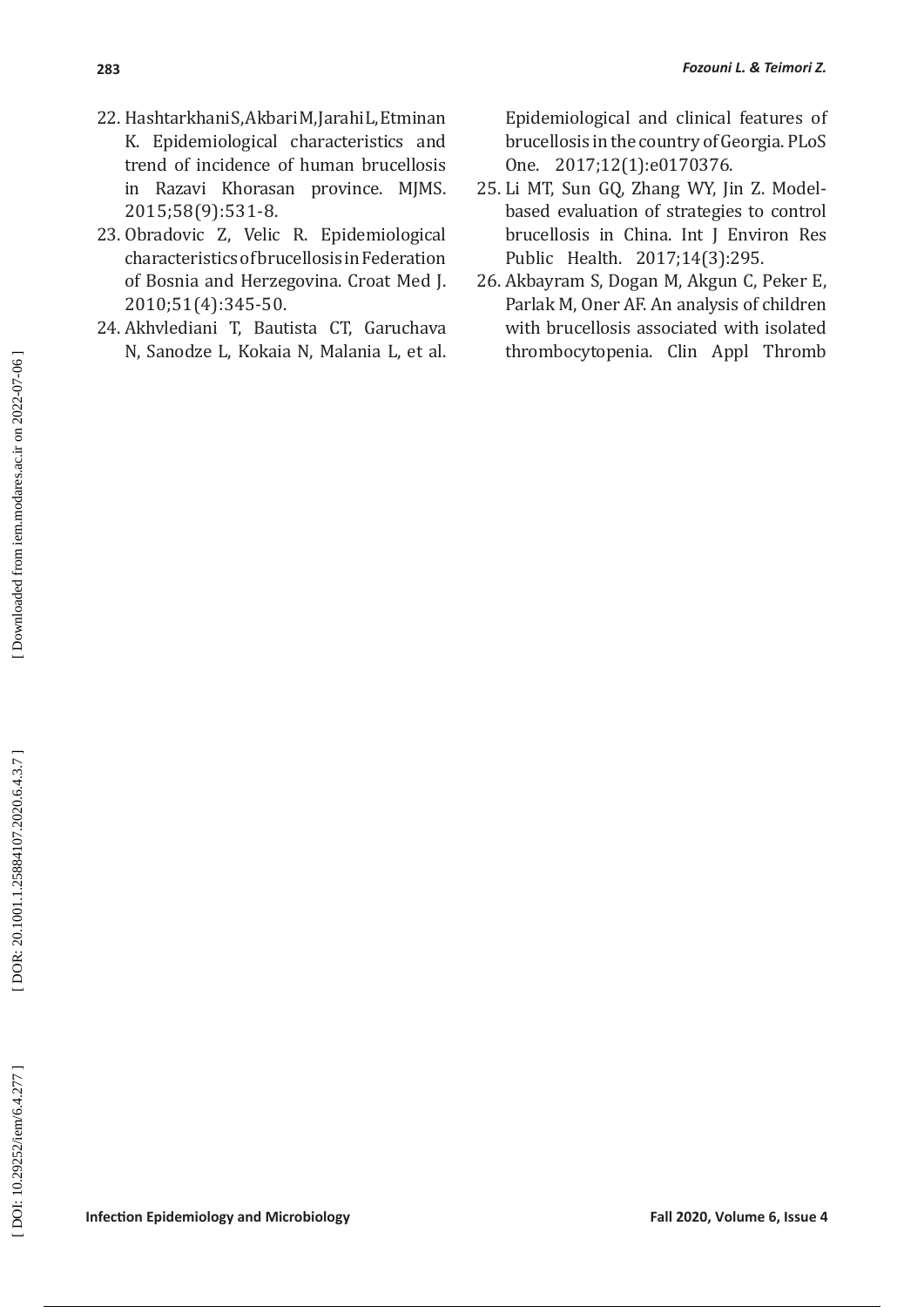22. Hashtarkhani S, Akbari M, Jarahi L, Etminan K. Epidemiological characteristics and trend of incidence of human brucellosis in Razavi Khorasan province. MJMS. 2015;58(9):531-8.
23. Obradovic Z, Velic R. Epidemiological characteristics of brucellosis in Federation of Bosnia and Herzegovina. Croat Med J. 2010;51(4):345-50.
24. Akhvlediani T, Bautista CT, Garuchava N, Sanodze L, Kokaia N, Malania L, et al. Epidemiological and clinical features of brucellosis in the country of Georgia. PLoS One. 2017;12(1):e0170376.
25. Li MT, Sun GQ, Zhang WY, Jin Z. Model-based evaluation of strategies to control brucellosis in China. Int J Environ Res Public Health. 2017;14(3):295.
26. Akbayram S, Dogan M, Akgun C, Peker E, Parlak M, Oner AF. An analysis of children with brucellosis associated with isolated thrombocytopenia. Clin Appl Thromb